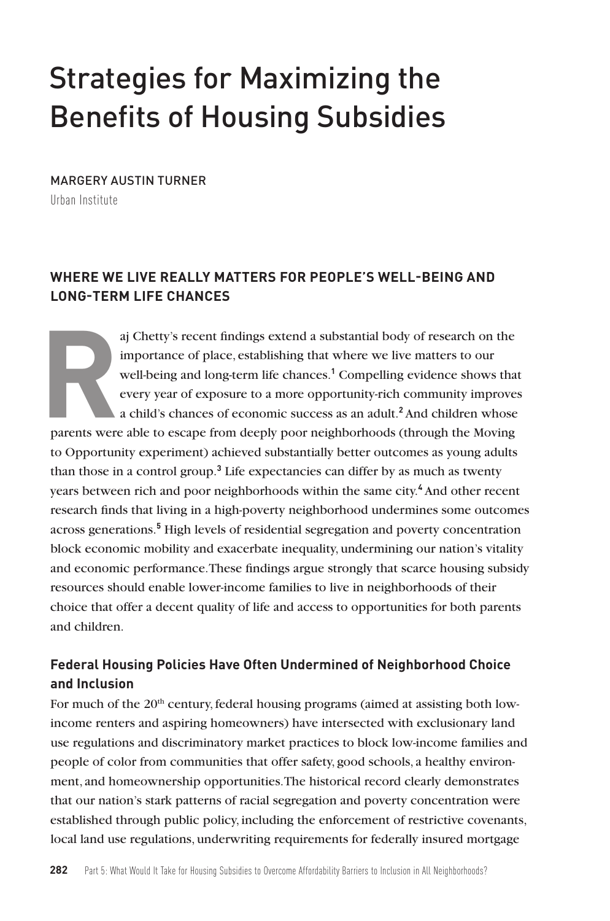# Strategies for Maximizing the Benefits of Housing Subsidies

MARGERY AUSTIN TURNER
Urban Institute

## WHERE WE LIVE REALLY MATTERS FOR PEOPLE'S WELL-BEING AND LONG-TERM LIFE CHANCES

Raj Chetty's recent findings extend a substantial body of research on the importance of place, establishing that where we live matters to our well-being and long-term life chances.[1] Compelling evidence shows that every year of exposure to a more opportunity-rich community improves a child's chances of economic success as an adult.[2] And children whose parents were able to escape from deeply poor neighborhoods (through the Moving to Opportunity experiment) achieved substantially better outcomes as young adults than those in a control group.[3] Life expectancies can differ by as much as twenty years between rich and poor neighborhoods within the same city.[4] And other recent research finds that living in a high-poverty neighborhood undermines some outcomes across generations.[5] High levels of residential segregation and poverty concentration block economic mobility and exacerbate inequality, undermining our nation's vitality and economic performance. These findings argue strongly that scarce housing subsidy resources should enable lower-income families to live in neighborhoods of their choice that offer a decent quality of life and access to opportunities for both parents and children.

### Federal Housing Policies Have Often Undermined of Neighborhood Choice and Inclusion

For much of the 20th century, federal housing programs (aimed at assisting both low-income renters and aspiring homeowners) have intersected with exclusionary land use regulations and discriminatory market practices to block low-income families and people of color from communities that offer safety, good schools, a healthy environment, and homeownership opportunities. The historical record clearly demonstrates that our nation's stark patterns of racial segregation and poverty concentration were established through public policy, including the enforcement of restrictive covenants, local land use regulations, underwriting requirements for federally insured mortgage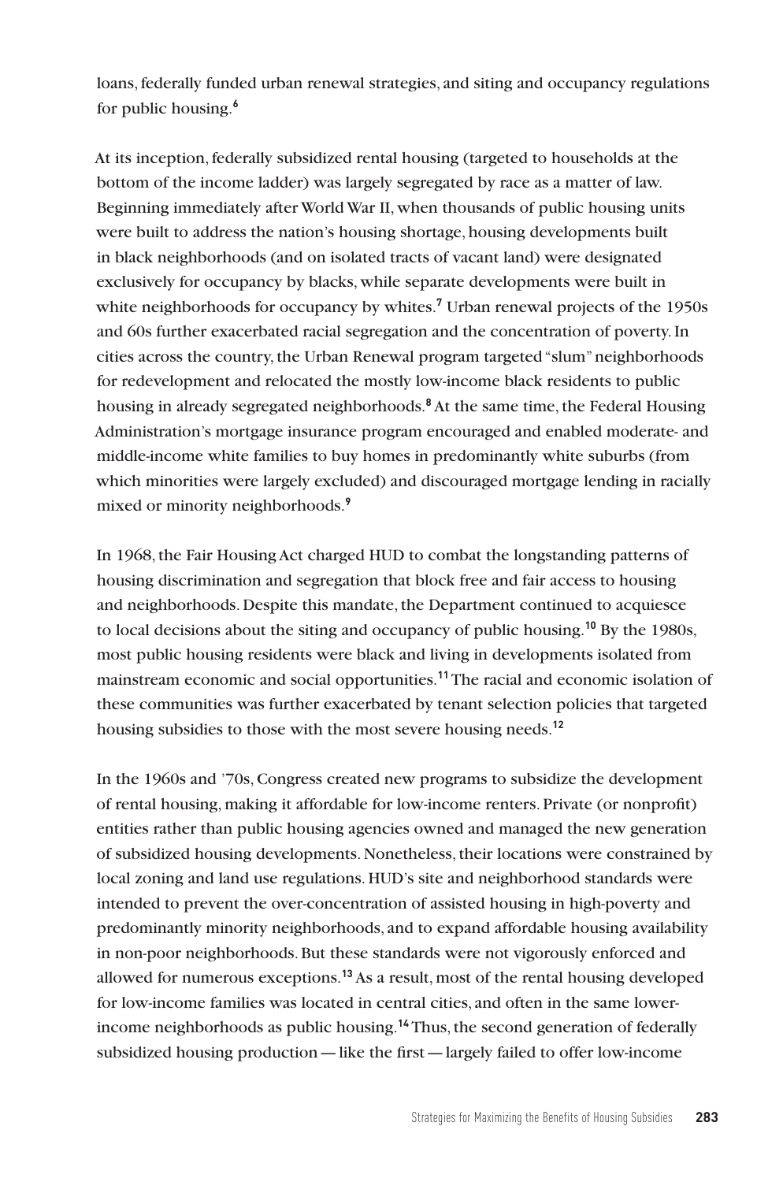loans, federally funded urban renewal strategies, and siting and occupancy regulations for public housing.[6]

At its inception, federally subsidized rental housing (targeted to households at the bottom of the income ladder) was largely segregated by race as a matter of law. Beginning immediately after World War II, when thousands of public housing units were built to address the nation's housing shortage, housing developments built in black neighborhoods (and on isolated tracts of vacant land) were designated exclusively for occupancy by blacks, while separate developments were built in white neighborhoods for occupancy by whites.[7] Urban renewal projects of the 1950s and 60s further exacerbated racial segregation and the concentration of poverty. In cities across the country, the Urban Renewal program targeted "slum" neighborhoods for redevelopment and relocated the mostly low-income black residents to public housing in already segregated neighborhoods.[8] At the same time, the Federal Housing Administration's mortgage insurance program encouraged and enabled moderate- and middle-income white families to buy homes in predominantly white suburbs (from which minorities were largely excluded) and discouraged mortgage lending in racially mixed or minority neighborhoods.[9]

In 1968, the Fair Housing Act charged HUD to combat the longstanding patterns of housing discrimination and segregation that block free and fair access to housing and neighborhoods. Despite this mandate, the Department continued to acquiesce to local decisions about the siting and occupancy of public housing.[10] By the 1980s, most public housing residents were black and living in developments isolated from mainstream economic and social opportunities.[11] The racial and economic isolation of these communities was further exacerbated by tenant selection policies that targeted housing subsidies to those with the most severe housing needs.[12]

In the 1960s and '70s, Congress created new programs to subsidize the development of rental housing, making it affordable for low-income renters. Private (or nonprofit) entities rather than public housing agencies owned and managed the new generation of subsidized housing developments. Nonetheless, their locations were constrained by local zoning and land use regulations. HUD's site and neighborhood standards were intended to prevent the over-concentration of assisted housing in high-poverty and predominantly minority neighborhoods, and to expand affordable housing availability in non-poor neighborhoods. But these standards were not vigorously enforced and allowed for numerous exceptions.[13] As a result, most of the rental housing developed for low-income families was located in central cities, and often in the same lower-income neighborhoods as public housing.[14] Thus, the second generation of federally subsidized housing production — like the first — largely failed to offer low-income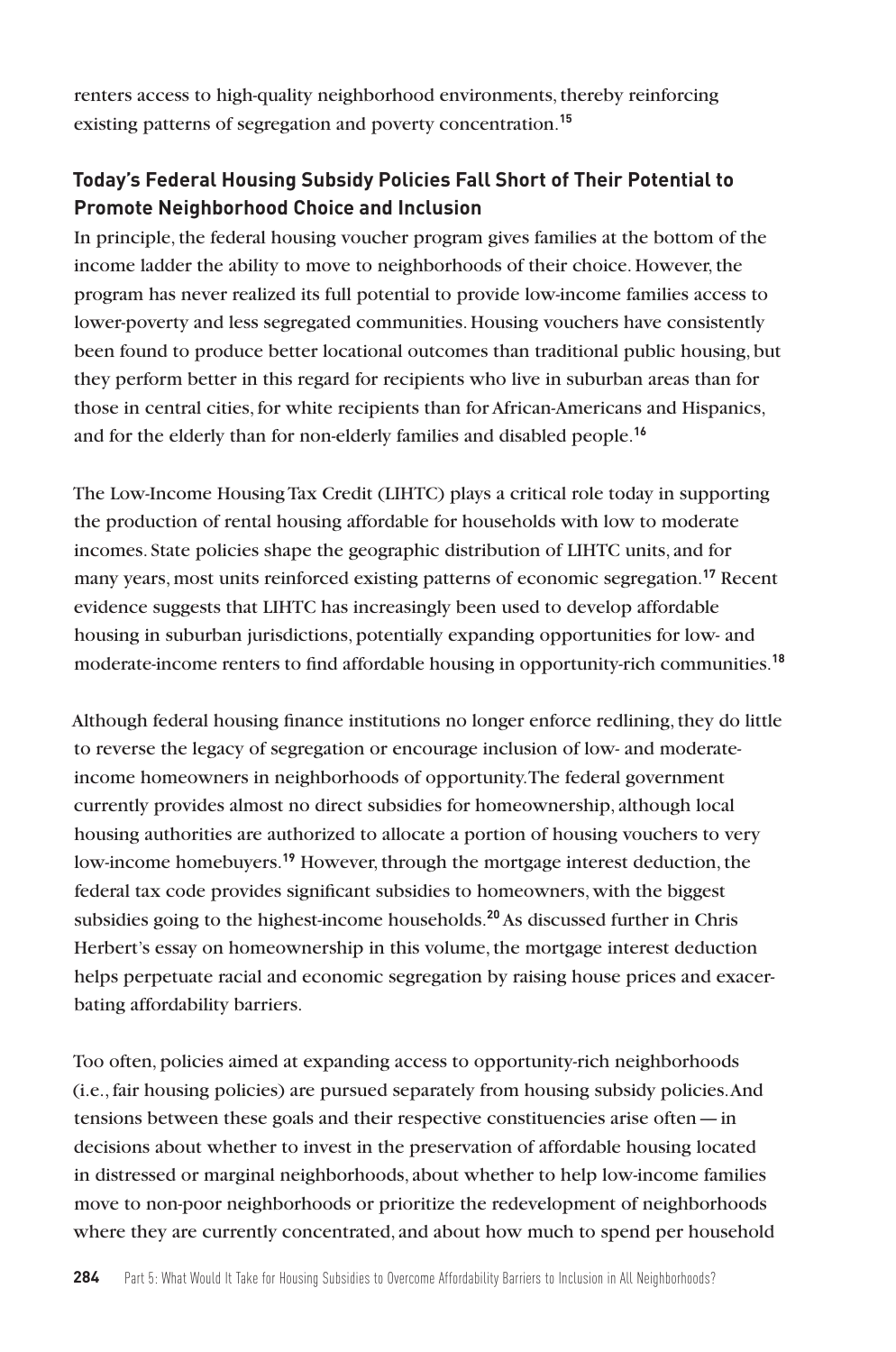renters access to high-quality neighborhood environments, thereby reinforcing existing patterns of segregation and poverty concentration.[15]

### Today's Federal Housing Subsidy Policies Fall Short of Their Potential to Promote Neighborhood Choice and Inclusion

In principle, the federal housing voucher program gives families at the bottom of the income ladder the ability to move to neighborhoods of their choice. However, the program has never realized its full potential to provide low-income families access to lower-poverty and less segregated communities. Housing vouchers have consistently been found to produce better locational outcomes than traditional public housing, but they perform better in this regard for recipients who live in suburban areas than for those in central cities, for white recipients than for African-Americans and Hispanics, and for the elderly than for non-elderly families and disabled people.[16]

The Low-Income Housing Tax Credit (LIHTC) plays a critical role today in supporting the production of rental housing affordable for households with low to moderate incomes. State policies shape the geographic distribution of LIHTC units, and for many years, most units reinforced existing patterns of economic segregation.[17] Recent evidence suggests that LIHTC has increasingly been used to develop affordable housing in suburban jurisdictions, potentially expanding opportunities for low- and moderate-income renters to find affordable housing in opportunity-rich communities.[18]

Although federal housing finance institutions no longer enforce redlining, they do little to reverse the legacy of segregation or encourage inclusion of low- and moderate-income homeowners in neighborhoods of opportunity. The federal government currently provides almost no direct subsidies for homeownership, although local housing authorities are authorized to allocate a portion of housing vouchers to very low-income homebuyers.[19] However, through the mortgage interest deduction, the federal tax code provides significant subsidies to homeowners, with the biggest subsidies going to the highest-income households.[20] As discussed further in Chris Herbert's essay on homeownership in this volume, the mortgage interest deduction helps perpetuate racial and economic segregation by raising house prices and exacerbating affordability barriers.

Too often, policies aimed at expanding access to opportunity-rich neighborhoods (i.e., fair housing policies) are pursued separately from housing subsidy policies. And tensions between these goals and their respective constituencies arise often — in decisions about whether to invest in the preservation of affordable housing located in distressed or marginal neighborhoods, about whether to help low-income families move to non-poor neighborhoods or prioritize the redevelopment of neighborhoods where they are currently concentrated, and about how much to spend per household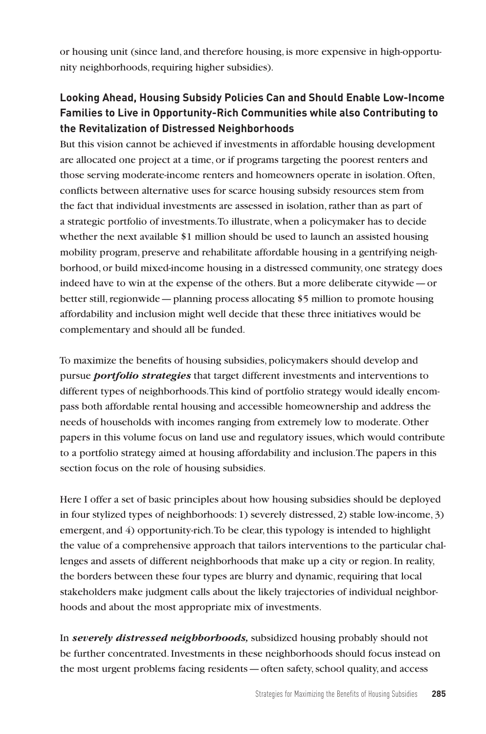or housing unit (since land, and therefore housing, is more expensive in high-opportunity neighborhoods, requiring higher subsidies).

### Looking Ahead, Housing Subsidy Policies Can and Should Enable Low-Income Families to Live in Opportunity-Rich Communities while also Contributing to the Revitalization of Distressed Neighborhoods

But this vision cannot be achieved if investments in affordable housing development are allocated one project at a time, or if programs targeting the poorest renters and those serving moderate-income renters and homeowners operate in isolation. Often, conflicts between alternative uses for scarce housing subsidy resources stem from the fact that individual investments are assessed in isolation, rather than as part of a strategic portfolio of investments. To illustrate, when a policymaker has to decide whether the next available $1 million should be used to launch an assisted housing mobility program, preserve and rehabilitate affordable housing in a gentrifying neighborhood, or build mixed-income housing in a distressed community, one strategy does indeed have to win at the expense of the others. But a more deliberate citywide — or better still, regionwide — planning process allocating $5 million to promote housing affordability and inclusion might well decide that these three initiatives would be complementary and should all be funded.

To maximize the benefits of housing subsidies, policymakers should develop and pursue ***portfolio strategies*** that target different investments and interventions to different types of neighborhoods. This kind of portfolio strategy would ideally encompass both affordable rental housing and accessible homeownership and address the needs of households with incomes ranging from extremely low to moderate. Other papers in this volume focus on land use and regulatory issues, which would contribute to a portfolio strategy aimed at housing affordability and inclusion. The papers in this section focus on the role of housing subsidies.

Here I offer a set of basic principles about how housing subsidies should be deployed in four stylized types of neighborhoods: 1) severely distressed, 2) stable low-income, 3) emergent, and 4) opportunity-rich. To be clear, this typology is intended to highlight the value of a comprehensive approach that tailors interventions to the particular challenges and assets of different neighborhoods that make up a city or region. In reality, the borders between these four types are blurry and dynamic, requiring that local stakeholders make judgment calls about the likely trajectories of individual neighborhoods and about the most appropriate mix of investments.

In ***severely distressed neighborhoods,*** subsidized housing probably should not be further concentrated. Investments in these neighborhoods should focus instead on the most urgent problems facing residents — often safety, school quality, and access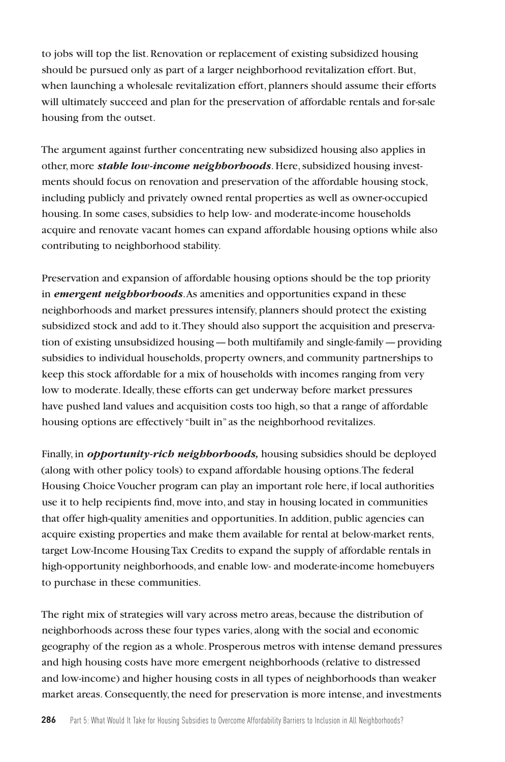to jobs will top the list. Renovation or replacement of existing subsidized housing should be pursued only as part of a larger neighborhood revitalization effort. But, when launching a wholesale revitalization effort, planners should assume their efforts will ultimately succeed and plan for the preservation of affordable rentals and for-sale housing from the outset.

The argument against further concentrating new subsidized housing also applies in other, more ***stable low-income neighborhoods***. Here, subsidized housing investments should focus on renovation and preservation of the affordable housing stock, including publicly and privately owned rental properties as well as owner-occupied housing. In some cases, subsidies to help low- and moderate-income households acquire and renovate vacant homes can expand affordable housing options while also contributing to neighborhood stability.

Preservation and expansion of affordable housing options should be the top priority in ***emergent neighborhoods***. As amenities and opportunities expand in these neighborhoods and market pressures intensify, planners should protect the existing subsidized stock and add to it. They should also support the acquisition and preservation of existing unsubsidized housing — both multifamily and single-family — providing subsidies to individual households, property owners, and community partnerships to keep this stock affordable for a mix of households with incomes ranging from very low to moderate. Ideally, these efforts can get underway before market pressures have pushed land values and acquisition costs too high, so that a range of affordable housing options are effectively "built in" as the neighborhood revitalizes.

Finally, in ***opportunity-rich neighborhoods,*** housing subsidies should be deployed (along with other policy tools) to expand affordable housing options. The federal Housing Choice Voucher program can play an important role here, if local authorities use it to help recipients find, move into, and stay in housing located in communities that offer high-quality amenities and opportunities. In addition, public agencies can acquire existing properties and make them available for rental at below-market rents, target Low-Income Housing Tax Credits to expand the supply of affordable rentals in high-opportunity neighborhoods, and enable low- and moderate-income homebuyers to purchase in these communities.

The right mix of strategies will vary across metro areas, because the distribution of neighborhoods across these four types varies, along with the social and economic geography of the region as a whole. Prosperous metros with intense demand pressures and high housing costs have more emergent neighborhoods (relative to distressed and low-income) and higher housing costs in all types of neighborhoods than weaker market areas. Consequently, the need for preservation is more intense, and investments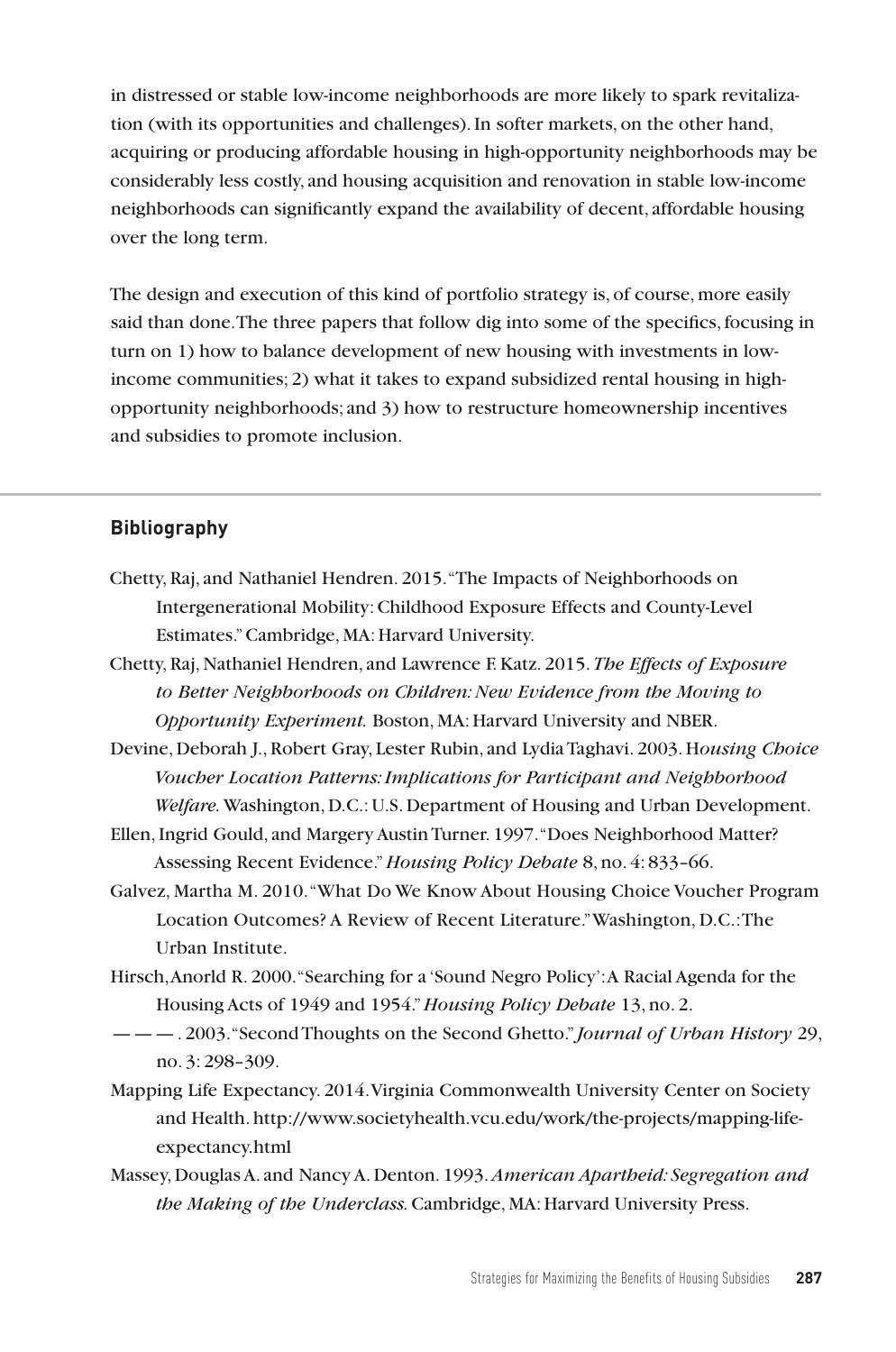in distressed or stable low-income neighborhoods are more likely to spark revitalization (with its opportunities and challenges). In softer markets, on the other hand, acquiring or producing affordable housing in high-opportunity neighborhoods may be considerably less costly, and housing acquisition and renovation in stable low-income neighborhoods can significantly expand the availability of decent, affordable housing over the long term.

The design and execution of this kind of portfolio strategy is, of course, more easily said than done. The three papers that follow dig into some of the specifics, focusing in turn on 1) how to balance development of new housing with investments in low-income communities; 2) what it takes to expand subsidized rental housing in high-opportunity neighborhoods; and 3) how to restructure homeownership incentives and subsidies to promote inclusion.

## Bibliography

Chetty, Raj, and Nathaniel Hendren. 2015. "The Impacts of Neighborhoods on Intergenerational Mobility: Childhood Exposure Effects and County-Level Estimates." Cambridge, MA: Harvard University.

Chetty, Raj, Nathaniel Hendren, and Lawrence F. Katz. 2015. *The Effects of Exposure to Better Neighborhoods on Children: New Evidence from the Moving to Opportunity Experiment.* Boston, MA: Harvard University and NBER.

Devine, Deborah J., Robert Gray, Lester Rubin, and Lydia Taghavi. 2003. H*ousing Choice Voucher Location Patterns: Implications for Participant and Neighborhood Welfare.* Washington, D.C.: U.S. Department of Housing and Urban Development.

Ellen, Ingrid Gould, and Margery Austin Turner. 1997. "Does Neighborhood Matter? Assessing Recent Evidence." *Housing Policy Debate* 8, no. 4: 833–66.

Galvez, Martha M. 2010. "What Do We Know About Housing Choice Voucher Program Location Outcomes? A Review of Recent Literature." Washington, D.C.: The Urban Institute.

Hirsch, Anorld R. 2000. "Searching for a 'Sound Negro Policy': A Racial Agenda for the Housing Acts of 1949 and 1954." *Housing Policy Debate* 13, no. 2.

— — — . 2003. "Second Thoughts on the Second Ghetto." *Journal of Urban History* 29, no. 3: 298–309.

Mapping Life Expectancy. 2014. Virginia Commonwealth University Center on Society and Health. http://www.societyhealth.vcu.edu/work/the-projects/mapping-life-expectancy.html

Massey, Douglas A. and Nancy A. Denton. 1993. *American Apartheid: Segregation and the Making of the Underclass.* Cambridge, MA: Harvard University Press.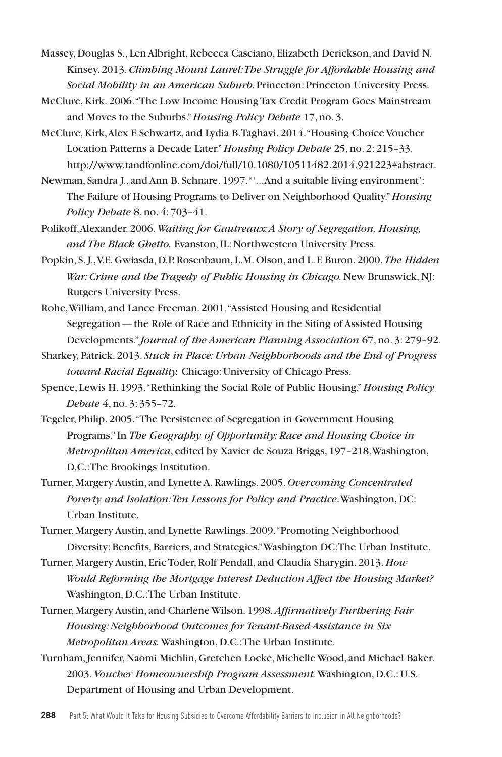Massey, Douglas S., Len Albright, Rebecca Casciano, Elizabeth Derickson, and David N. Kinsey. 2013. *Climbing Mount Laurel: The Struggle for Affordable Housing and Social Mobility in an American Suburb.* Princeton: Princeton University Press.

McClure, Kirk. 2006. "The Low Income Housing Tax Credit Program Goes Mainstream and Moves to the Suburbs." *Housing Policy Debate* 17, no. 3.

McClure, Kirk, Alex F. Schwartz, and Lydia B. Taghavi. 2014. "Housing Choice Voucher Location Patterns a Decade Later." *Housing Policy Debate* 25, no. 2: 215–33. http://www.tandfonline.com/doi/full/10.1080/10511482.2014.921223#abstract.

Newman, Sandra J., and Ann B. Schnare. 1997. "'...And a suitable living environment': The Failure of Housing Programs to Deliver on Neighborhood Quality." *Housing Policy Debate* 8, no. 4: 703–41.

Polikoff, Alexander. 2006. *Waiting for Gautreaux: A Story of Segregation, Housing, and The Black Ghetto.* Evanston, IL: Northwestern University Press.

Popkin, S. J., V.E. Gwiasda, D.P. Rosenbaum, L.M. Olson, and L. F. Buron. 2000. *The Hidden War: Crime and the Tragedy of Public Housing in Chicago.* New Brunswick, NJ: Rutgers University Press.

Rohe, William, and Lance Freeman. 2001. "Assisted Housing and Residential Segregation — the Role of Race and Ethnicity in the Siting of Assisted Housing Developments." *Journal of the American Planning Association* 67, no. 3: 279–92.

Sharkey, Patrick. 2013. *Stuck in Place: Urban Neighborhoods and the End of Progress toward Racial Equality.* Chicago: University of Chicago Press.

Spence, Lewis H. 1993. "Rethinking the Social Role of Public Housing." *Housing Policy Debate* 4, no. 3: 355–72.

Tegeler, Philip. 2005. "The Persistence of Segregation in Government Housing Programs." In *The Geography of Opportunity: Race and Housing Choice in Metropolitan America*, edited by Xavier de Souza Briggs, 197–218. Washington, D.C.: The Brookings Institution.

Turner, Margery Austin, and Lynette A. Rawlings. 2005. *Overcoming Concentrated Poverty and Isolation: Ten Lessons for Policy and Practice*. Washington, DC: Urban Institute.

Turner, Margery Austin, and Lynette Rawlings. 2009. "Promoting Neighborhood Diversity: Benefits, Barriers, and Strategies." Washington DC: The Urban Institute.

Turner, Margery Austin, Eric Toder, Rolf Pendall, and Claudia Sharygin. 2013. *How Would Reforming the Mortgage Interest Deduction Affect the Housing Market?* Washington, D.C.: The Urban Institute.

Turner, Margery Austin, and Charlene Wilson. 1998. *Affirmatively Furthering Fair Housing: Neighborhood Outcomes for Tenant-Based Assistance in Six Metropolitan Areas.* Washington, D.C.: The Urban Institute.

Turnham, Jennifer, Naomi Michlin, Gretchen Locke, Michelle Wood, and Michael Baker. 2003. *Voucher Homeownership Program Assessment.* Washington, D.C.: U.S. Department of Housing and Urban Development.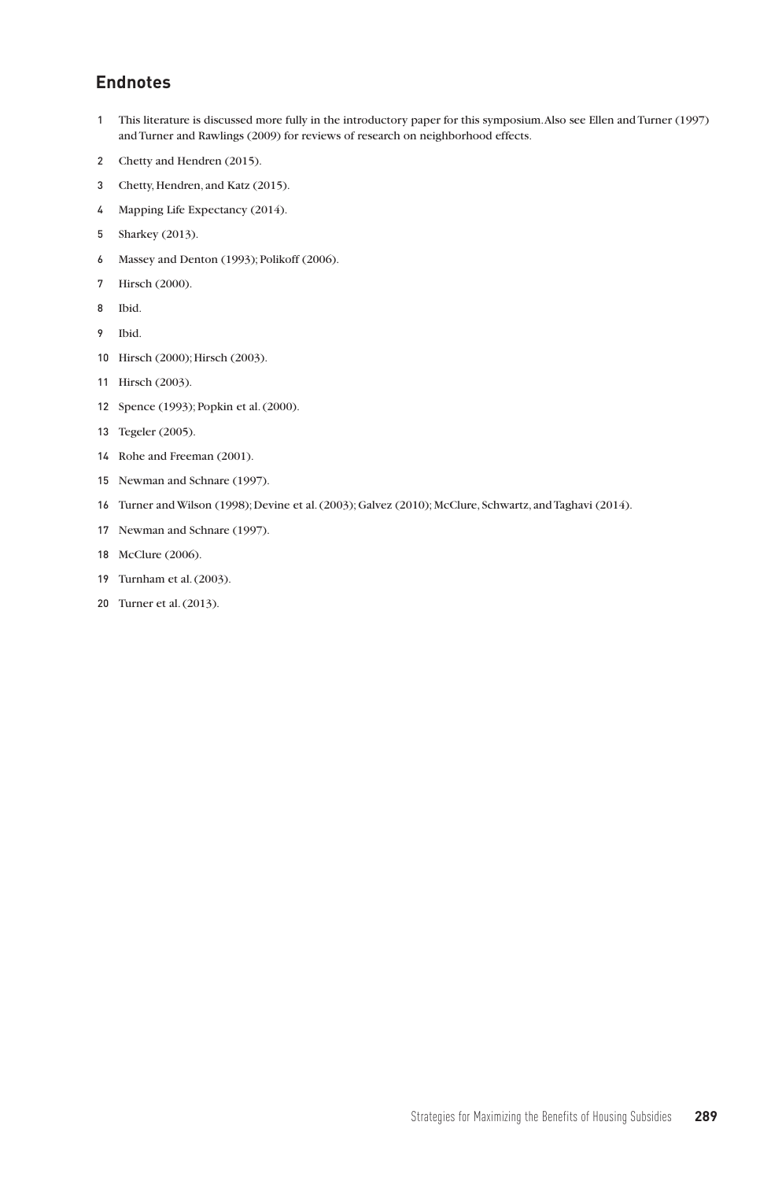## Endnotes

1. This literature is discussed more fully in the introductory paper for this symposium. Also see Ellen and Turner (1997) and Turner and Rawlings (2009) for reviews of research on neighborhood effects.
2. Chetty and Hendren (2015).
3. Chetty, Hendren, and Katz (2015).
4. Mapping Life Expectancy (2014).
5. Sharkey (2013).
6. Massey and Denton (1993); Polikoff (2006).
7. Hirsch (2000).
8. Ibid.
9. Ibid.
10. Hirsch (2000); Hirsch (2003).
11. Hirsch (2003).
12. Spence (1993); Popkin et al. (2000).
13. Tegeler (2005).
14. Rohe and Freeman (2001).
15. Newman and Schnare (1997).
16. Turner and Wilson (1998); Devine et al. (2003); Galvez (2010); McClure, Schwartz, and Taghavi (2014).
17. Newman and Schnare (1997).
18. McClure (2006).
19. Turnham et al. (2003).
20. Turner et al. (2013).